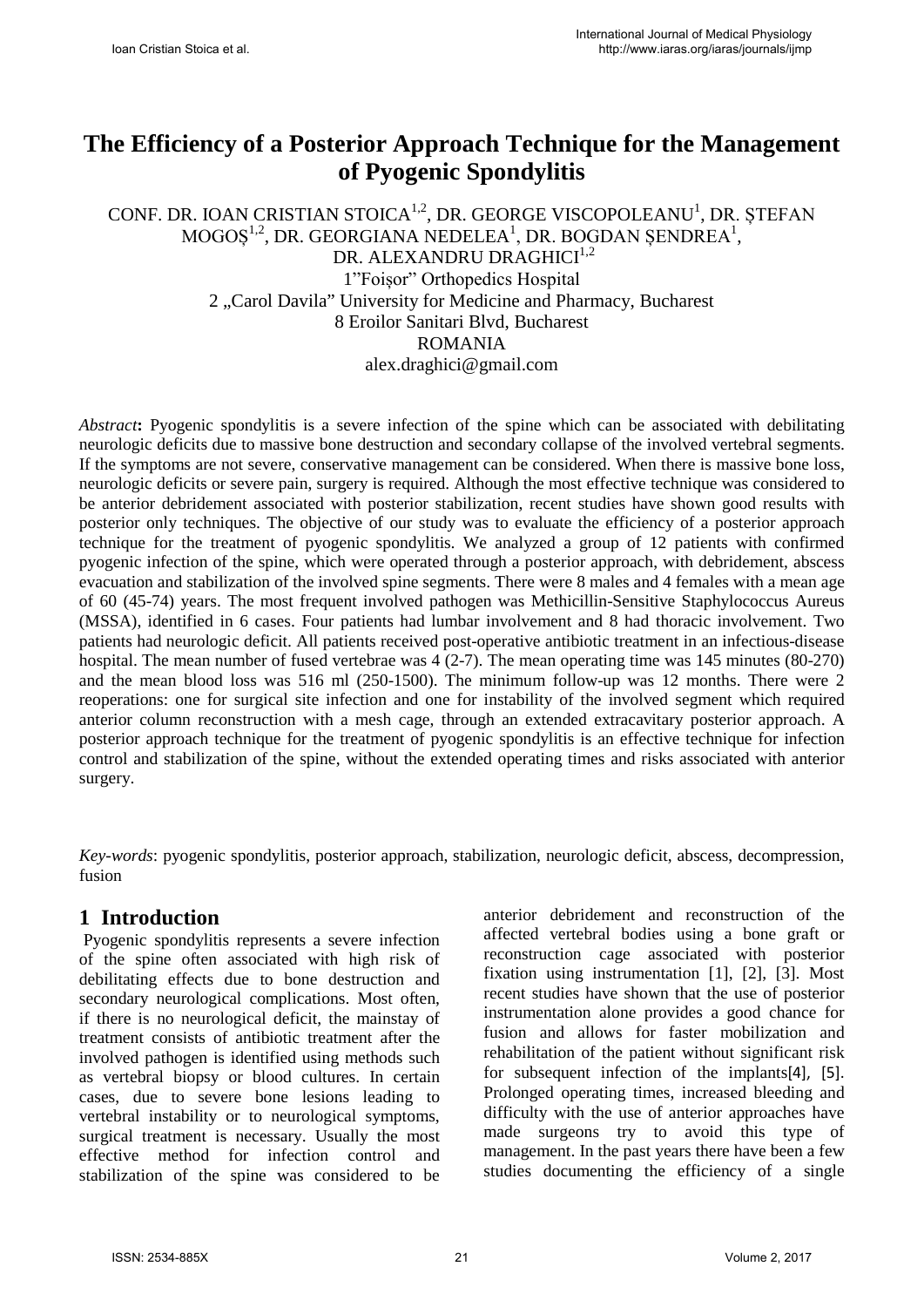# The Efficiency of a Posterior Approach Technique for the Management of Pyogenic Spondylitis

CONF. DR. IOAN CRISTIAN STOICA[1,2], DR. GEORGE VISCOPOLEANU[1], DR. ȘTEFAN MOGOȘ[1,2], DR. GEORGIANA NEDELEA[1], DR. BOGDAN ȘENDREA[1], DR. ALEXANDRU DRAGHICI[1,2]

1"Foișor" Orthopedics Hospital
2 „Carol Davila" University for Medicine and Pharmacy, Bucharest
8 Eroilor Sanitari Blvd, Bucharest
ROMANIA
alex.draghici@gmail.com

*Abstract*: Pyogenic spondylitis is a severe infection of the spine which can be associated with debilitating neurologic deficits due to massive bone destruction and secondary collapse of the involved vertebral segments. If the symptoms are not severe, conservative management can be considered. When there is massive bone loss, neurologic deficits or severe pain, surgery is required. Although the most effective technique was considered to be anterior debridement associated with posterior stabilization, recent studies have shown good results with posterior only techniques. The objective of our study was to evaluate the efficiency of a posterior approach technique for the treatment of pyogenic spondylitis. We analyzed a group of 12 patients with confirmed pyogenic infection of the spine, which were operated through a posterior approach, with debridement, abscess evacuation and stabilization of the involved spine segments. There were 8 males and 4 females with a mean age of 60 (45-74) years. The most frequent involved pathogen was Methicillin-Sensitive Staphylococcus Aureus (MSSA), identified in 6 cases. Four patients had lumbar involvement and 8 had thoracic involvement. Two patients had neurologic deficit. All patients received post-operative antibiotic treatment in an infectious-disease hospital. The mean number of fused vertebrae was 4 (2-7). The mean operating time was 145 minutes (80-270) and the mean blood loss was 516 ml (250-1500). The minimum follow-up was 12 months. There were 2 reoperations: one for surgical site infection and one for instability of the involved segment which required anterior column reconstruction with a mesh cage, through an extended extracavitary posterior approach. A posterior approach technique for the treatment of pyogenic spondylitis is an effective technique for infection control and stabilization of the spine, without the extended operating times and risks associated with anterior surgery.

*Key-words*: pyogenic spondylitis, posterior approach, stabilization, neurologic deficit, abscess, decompression, fusion

## 1 Introduction

Pyogenic spondylitis represents a severe infection of the spine often associated with high risk of debilitating effects due to bone destruction and secondary neurological complications. Most often, if there is no neurological deficit, the mainstay of treatment consists of antibiotic treatment after the involved pathogen is identified using methods such as vertebral biopsy or blood cultures. In certain cases, due to severe bone lesions leading to vertebral instability or to neurological symptoms, surgical treatment is necessary. Usually the most effective method for infection control and stabilization of the spine was considered to be anterior debridement and reconstruction of the affected vertebral bodies using a bone graft or reconstruction cage associated with posterior fixation using instrumentation [1], [2], [3]. Most recent studies have shown that the use of posterior instrumentation alone provides a good chance for fusion and allows for faster mobilization and rehabilitation of the patient without significant risk for subsequent infection of the implants[4], [5]. Prolonged operating times, increased bleeding and difficulty with the use of anterior approaches have made surgeons try to avoid this type of management. In the past years there have been a few studies documenting the efficiency of a single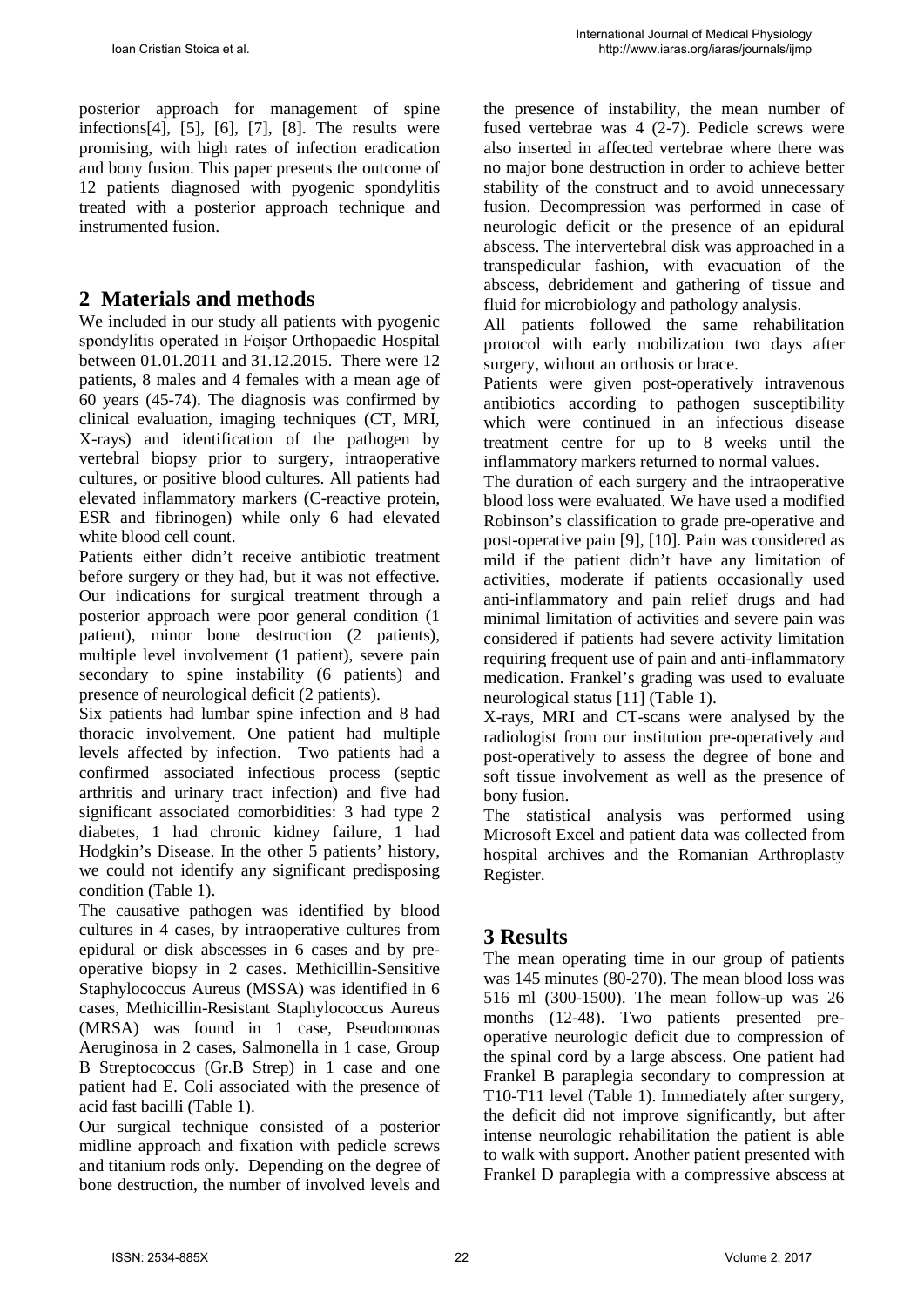posterior approach for management of spine infections[4], [5], [6], [7], [8]. The results were promising, with high rates of infection eradication and bony fusion. This paper presents the outcome of 12 patients diagnosed with pyogenic spondylitis treated with a posterior approach technique and instrumented fusion.

## 2 Materials and methods

We included in our study all patients with pyogenic spondylitis operated in Foișor Orthopaedic Hospital between 01.01.2011 and 31.12.2015. There were 12 patients, 8 males and 4 females with a mean age of 60 years (45-74). The diagnosis was confirmed by clinical evaluation, imaging techniques (CT, MRI, X-rays) and identification of the pathogen by vertebral biopsy prior to surgery, intraoperative cultures, or positive blood cultures. All patients had elevated inflammatory markers (C-reactive protein, ESR and fibrinogen) while only 6 had elevated white blood cell count.

Patients either didn't receive antibiotic treatment before surgery or they had, but it was not effective. Our indications for surgical treatment through a posterior approach were poor general condition (1 patient), minor bone destruction (2 patients), multiple level involvement (1 patient), severe pain secondary to spine instability (6 patients) and presence of neurological deficit (2 patients).

Six patients had lumbar spine infection and 8 had thoracic involvement. One patient had multiple levels affected by infection. Two patients had a confirmed associated infectious process (septic arthritis and urinary tract infection) and five had significant associated comorbidities: 3 had type 2 diabetes, 1 had chronic kidney failure, 1 had Hodgkin's Disease. In the other 5 patients' history, we could not identify any significant predisposing condition (Table 1).

The causative pathogen was identified by blood cultures in 4 cases, by intraoperative cultures from epidural or disk abscesses in 6 cases and by pre-operative biopsy in 2 cases. Methicillin-Sensitive Staphylococcus Aureus (MSSA) was identified in 6 cases, Methicillin-Resistant Staphylococcus Aureus (MRSA) was found in 1 case, Pseudomonas Aeruginosa in 2 cases, Salmonella in 1 case, Group B Streptococcus (Gr.B Strep) in 1 case and one patient had E. Coli associated with the presence of acid fast bacilli (Table 1).

Our surgical technique consisted of a posterior midline approach and fixation with pedicle screws and titanium rods only. Depending on the degree of bone destruction, the number of involved levels and the presence of instability, the mean number of fused vertebrae was 4 (2-7). Pedicle screws were also inserted in affected vertebrae where there was no major bone destruction in order to achieve better stability of the construct and to avoid unnecessary fusion. Decompression was performed in case of neurologic deficit or the presence of an epidural abscess. The intervertebral disk was approached in a transpedicular fashion, with evacuation of the abscess, debridement and gathering of tissue and fluid for microbiology and pathology analysis.

All patients followed the same rehabilitation protocol with early mobilization two days after surgery, without an orthosis or brace.

Patients were given post-operatively intravenous antibiotics according to pathogen susceptibility which were continued in an infectious disease treatment centre for up to 8 weeks until the inflammatory markers returned to normal values.

The duration of each surgery and the intraoperative blood loss were evaluated. We have used a modified Robinson's classification to grade pre-operative and post-operative pain [9], [10]. Pain was considered as mild if the patient didn't have any limitation of activities, moderate if patients occasionally used anti-inflammatory and pain relief drugs and had minimal limitation of activities and severe pain was considered if patients had severe activity limitation requiring frequent use of pain and anti-inflammatory medication. Frankel's grading was used to evaluate neurological status [11] (Table 1).

X-rays, MRI and CT-scans were analysed by the radiologist from our institution pre-operatively and post-operatively to assess the degree of bone and soft tissue involvement as well as the presence of bony fusion.

The statistical analysis was performed using Microsoft Excel and patient data was collected from hospital archives and the Romanian Arthroplasty Register.

## 3 Results

The mean operating time in our group of patients was 145 minutes (80-270). The mean blood loss was 516 ml (300-1500). The mean follow-up was 26 months (12-48). Two patients presented pre-operative neurologic deficit due to compression of the spinal cord by a large abscess. One patient had Frankel B paraplegia secondary to compression at T10-T11 level (Table 1). Immediately after surgery, the deficit did not improve significantly, but after intense neurologic rehabilitation the patient is able to walk with support. Another patient presented with Frankel D paraplegia with a compressive abscess at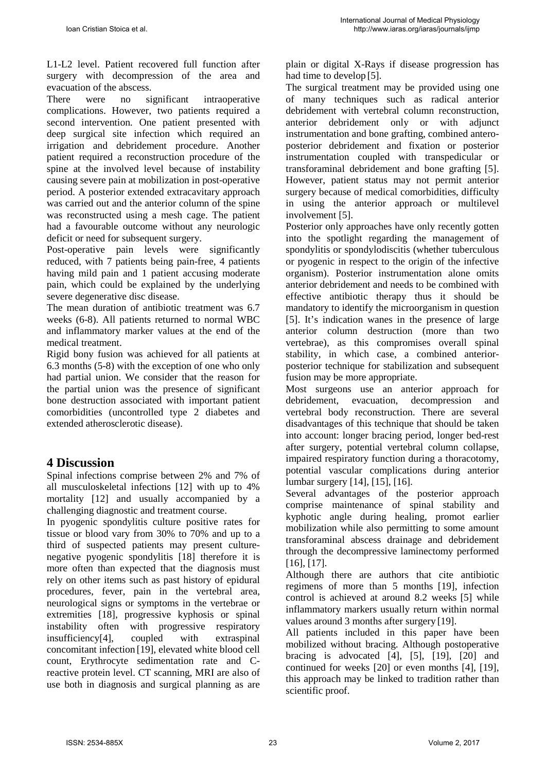L1-L2 level. Patient recovered full function after surgery with decompression of the area and evacuation of the abscess.

There were no significant intraoperative complications. However, two patients required a second intervention. One patient presented with deep surgical site infection which required an irrigation and debridement procedure. Another patient required a reconstruction procedure of the spine at the involved level because of instability causing severe pain at mobilization in post-operative period. A posterior extended extracavitary approach was carried out and the anterior column of the spine was reconstructed using a mesh cage. The patient had a favourable outcome without any neurologic deficit or need for subsequent surgery.

Post-operative pain levels were significantly reduced, with 7 patients being pain-free, 4 patients having mild pain and 1 patient accusing moderate pain, which could be explained by the underlying severe degenerative disc disease.

The mean duration of antibiotic treatment was 6.7 weeks (6-8). All patients returned to normal WBC and inflammatory marker values at the end of the medical treatment.

Rigid bony fusion was achieved for all patients at 6.3 months (5-8) with the exception of one who only had partial union. We consider that the reason for the partial union was the presence of significant bone destruction associated with important patient comorbidities (uncontrolled type 2 diabetes and extended atherosclerotic disease).

# 4 Discussion

Spinal infections comprise between 2% and 7% of all musculoskeletal infections [12] with up to 4% mortality [12] and usually accompanied by a challenging diagnostic and treatment course.

In pyogenic spondylitis culture positive rates for tissue or blood vary from 30% to 70% and up to a third of suspected patients may present culture-negative pyogenic spondylitis [18] therefore it is more often than expected that the diagnosis must rely on other items such as past history of epidural procedures, fever, pain in the vertebral area, neurological signs or symptoms in the vertebrae or extremities [18], progressive kyphosis or spinal instability often with progressive respiratory insufficiency[4], coupled with extraspinal concomitant infection [19], elevated white blood cell count, Erythrocyte sedimentation rate and C-reactive protein level. CT scanning, MRI are also of use both in diagnosis and surgical planning as are plain or digital X-Rays if disease progression has had time to develop [5].

The surgical treatment may be provided using one of many techniques such as radical anterior debridement with vertebral column reconstruction, anterior debridement only or with adjunct instrumentation and bone grafting, combined antero-posterior debridement and fixation or posterior instrumentation coupled with transpedicular or transforaminal debridement and bone grafting [5]. However, patient status may not permit anterior surgery because of medical comorbidities, difficulty in using the anterior approach or multilevel involvement [5].

Posterior only approaches have only recently gotten into the spotlight regarding the management of spondylitis or spondylodiscitis (whether tuberculous or pyogenic in respect to the origin of the infective organism). Posterior instrumentation alone omits anterior debridement and needs to be combined with effective antibiotic therapy thus it should be mandatory to identify the microorganism in question [5]. It's indication wanes in the presence of large anterior column destruction (more than two vertebrae), as this compromises overall spinal stability, in which case, a combined anterior-posterior technique for stabilization and subsequent fusion may be more appropriate.

Most surgeons use an anterior approach for debridement, evacuation, decompression and vertebral body reconstruction. There are several disadvantages of this technique that should be taken into account: longer bracing period, longer bed-rest after surgery, potential vertebral column collapse, impaired respiratory function during a thoracotomy, potential vascular complications during anterior lumbar surgery [14], [15], [16].

Several advantages of the posterior approach comprise maintenance of spinal stability and kyphotic angle during healing, promot earlier mobilization while also permitting to some amount transforaminal abscess drainage and debridement through the decompressive laminectomy performed [16], [17].

Although there are authors that cite antibiotic regimens of more than 5 months [19], infection control is achieved at around 8.2 weeks [5] while inflammatory markers usually return within normal values around 3 months after surgery [19].

All patients included in this paper have been mobilized without bracing. Although postoperative bracing is advocated [4], [5], [19], [20] and continued for weeks [20] or even months [4], [19], this approach may be linked to tradition rather than scientific proof.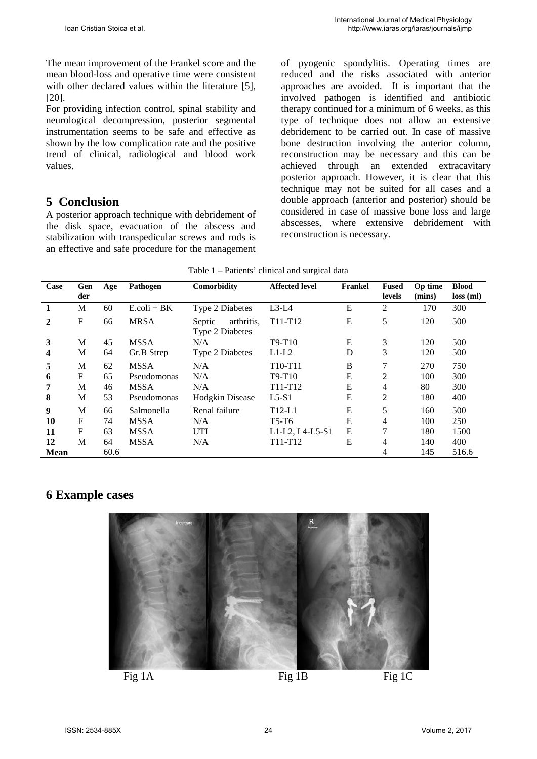The mean improvement of the Frankel score and the mean blood-loss and operative time were consistent with other declared values within the literature [5], [20].

For providing infection control, spinal stability and neurological decompression, posterior segmental instrumentation seems to be safe and effective as shown by the low complication rate and the positive trend of clinical, radiological and blood work values.

## 5 Conclusion

A posterior approach technique with debridement of the disk space, evacuation of the abscess and stabilization with transpedicular screws and rods is an effective and safe procedure for the management of pyogenic spondylitis. Operating times are reduced and the risks associated with anterior approaches are avoided. It is important that the involved pathogen is identified and antibiotic therapy continued for a minimum of 6 weeks, as this type of technique does not allow an extensive debridement to be carried out. In case of massive bone destruction involving the anterior column, reconstruction may be necessary and this can be achieved through an extended extracavitary posterior approach. However, it is clear that this technique may not be suited for all cases and a double approach (anterior and posterior) should be considered in case of massive bone loss and large abscesses, where extensive debridement with reconstruction is necessary.

Table 1 – Patients' clinical and surgical data

| Case | Gender | Age | Pathogen | Comorbidity | Affected level | Frankel | Fused levels | Op time (mins) | Blood loss (ml) |
|---|---|---|---|---|---|---|---|---|---|
| **1** | M | 60 | E.coli + BK | Type 2 Diabetes | L3-L4 | E | 2 | 170 | 300 |
| **2** | F | 66 | MRSA | Septic arthritis, Type 2 Diabetes | T11-T12 | E | 5 | 120 | 500 |
| **3** | M | 45 | MSSA | N/A | T9-T10 | E | 3 | 120 | 500 |
| **4** | M | 64 | Gr.B Strep | Type 2 Diabetes | L1-L2 | D | 3 | 120 | 500 |
| **5** | M | 62 | MSSA | N/A | T10-T11 | B | 7 | 270 | 750 |
| **6** | F | 65 | Pseudomonas | N/A | T9-T10 | E | 2 | 100 | 300 |
| **7** | M | 46 | MSSA | N/A | T11-T12 | E | 4 | 80 | 300 |
| **8** | M | 53 | Pseudomonas | Hodgkin Disease | L5-S1 | E | 2 | 180 | 400 |
| **9** | M | 66 | Salmonella | Renal failure | T12-L1 | E | 5 | 160 | 500 |
| **10** | F | 74 | MSSA | N/A | T5-T6 | E | 4 | 100 | 250 |
| **11** | F | 63 | MSSA | UTI | L1-L2, L4-L5-S1 | E | 7 | 180 | 1500 |
| **12** | M | 64 | MSSA | N/A | T11-T12 | E | 4 | 140 | 400 |
| **Mean** | | 60.6 | | | | | 4 | 145 | 516.6 |

## 6 Example cases

Fig 1A Fig 1B Fig 1C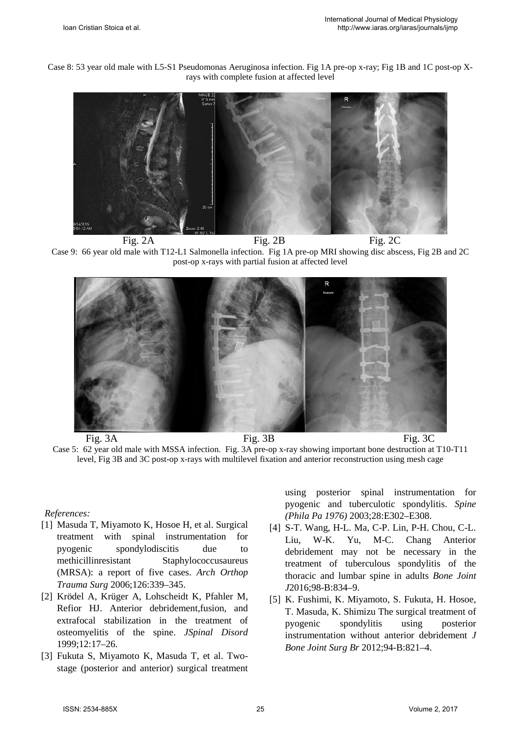Case 8: 53 year old male with L5-S1 Pseudomonas Aeruginosa infection. Fig 1A pre-op x-ray; Fig 1B and 1C post-op X-rays with complete fusion at affected level

Fig. 2A Fig. 2B Fig. 2C

Case 9: 66 year old male with T12-L1 Salmonella infection. Fig 1A pre-op MRI showing disc abscess, Fig 2B and 2C post-op x-rays with partial fusion at affected level

Fig. 3A Fig. 3B Fig. 3C

Case 5: 62 year old male with MSSA infection. Fig. 3A pre-op x-ray showing important bone destruction at T10-T11 level, Fig 3B and 3C post-op x-rays with multilevel fixation and anterior reconstruction using mesh cage

*References:*

[1] Masuda T, Miyamoto K, Hosoe H, et al. Surgical treatment with spinal instrumentation for pyogenic spondylodiscitis due to methicillinresistant Staphylococcusaureus (MRSA): a report of five cases. *Arch Orthop Trauma Surg* 2006;126:339–345.

[2] Krödel A, Krüger A, Lohscheidt K, Pfahler M, Refior HJ. Anterior debridement,fusion, and extrafocal stabilization in the treatment of osteomyelitis of the spine. *JSpinal Disord* 1999;12:17–26.

[3] Fukuta S, Miyamoto K, Masuda T, et al. Two-stage (posterior and anterior) surgical treatment using posterior spinal instrumentation for pyogenic and tuberculotic spondylitis. *Spine (Phila Pa 1976)* 2003;28:E302–E308.

[4] S-T. Wang, H-L. Ma, C-P. Lin, P-H. Chou, C-L. Liu, W-K. Yu, M-C. Chang Anterior debridement may not be necessary in the treatment of tuberculous spondylitis of the thoracic and lumbar spine in adults *Bone Joint J*2016;98-B:834–9.

[5] K. Fushimi, K. Miyamoto, S. Fukuta, H. Hosoe, T. Masuda, K. Shimizu The surgical treatment of pyogenic spondylitis using posterior instrumentation without anterior debridement *J Bone Joint Surg Br* 2012;94-B:821–4.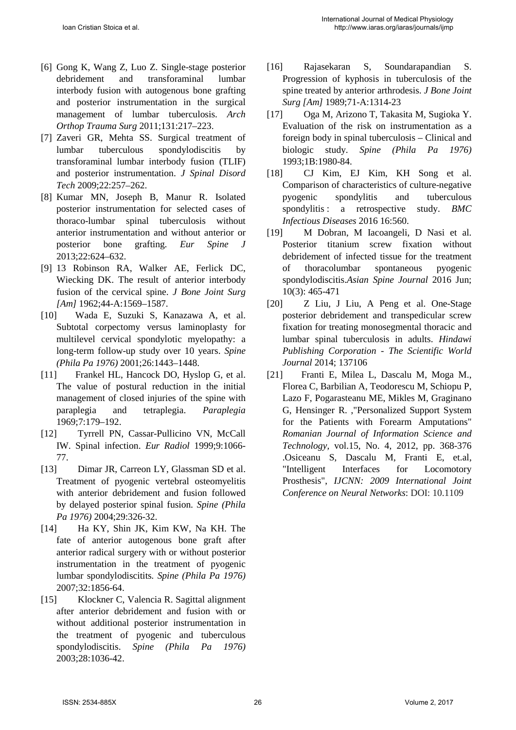[6] Gong K, Wang Z, Luo Z. Single-stage posterior debridement and transforaminal lumbar interbody fusion with autogenous bone grafting and posterior instrumentation in the surgical management of lumbar tuberculosis. *Arch Orthop Trauma Surg* 2011;131:217–223.

[7] Zaveri GR, Mehta SS. Surgical treatment of lumbar tuberculous spondylodiscitis by transforaminal lumbar interbody fusion (TLIF) and posterior instrumentation. *J Spinal Disord Tech* 2009;22:257–262.

[8] Kumar MN, Joseph B, Manur R. Isolated posterior instrumentation for selected cases of thoraco-lumbar spinal tuberculosis without anterior instrumentation and without anterior or posterior bone grafting. *Eur Spine J* 2013;22:624–632.

[9] 13 Robinson RA, Walker AE, Ferlick DC, Wiecking DK. The result of anterior interbody fusion of the cervical spine. *J Bone Joint Surg [Am]* 1962;44-A:1569–1587.

[10] Wada E, Suzuki S, Kanazawa A, et al. Subtotal corpectomy versus laminoplasty for multilevel cervical spondylotic myelopathy: a long-term follow-up study over 10 years. *Spine (Phila Pa 1976)* 2001;26:1443–1448.

[11] Frankel HL, Hancock DO, Hyslop G, et al. The value of postural reduction in the initial management of closed injuries of the spine with paraplegia and tetraplegia. *Paraplegia* 1969;7:179–192.

[12] Tyrrell PN, Cassar-Pullicino VN, McCall IW. Spinal infection. *Eur Radiol* 1999;9:1066-77.

[13] Dimar JR, Carreon LY, Glassman SD et al. Treatment of pyogenic vertebral osteomyelitis with anterior debridement and fusion followed by delayed posterior spinal fusion. *Spine (Phila Pa 1976)* 2004;29:326-32.

[14] Ha KY, Shin JK, Kim KW, Na KH. The fate of anterior autogenous bone graft after anterior radical surgery with or without posterior instrumentation in the treatment of pyogenic lumbar spondylodiscitits. *Spine (Phila Pa 1976)* 2007;32:1856-64.

[15] Klockner C, Valencia R. Sagittal alignment after anterior debridement and fusion with or without additional posterior instrumentation in the treatment of pyogenic and tuberculous spondylodiscitis. *Spine (Phila Pa 1976)* 2003;28:1036-42.

[16] Rajasekaran S, Soundarapandian S. Progression of kyphosis in tuberculosis of the spine treated by anterior arthrodesis. *J Bone Joint Surg [Am]* 1989;71-A:1314-23

[17] Oga M, Arizono T, Takasita M, Sugioka Y. Evaluation of the risk on instrumentation as a foreign body in spinal tuberculosis – Clinical and biologic study. *Spine (Phila Pa 1976)* 1993;1B:1980-84.

[18] CJ Kim, EJ Kim, KH Song et al. Comparison of characteristics of culture-negative pyogenic spondylitis and tuberculous spondylitis : a retrospective study. *BMC Infectious Diseases* 2016 16:560.

[19] M Dobran, M Iacoangeli, D Nasi et al. Posterior titanium screw fixation without debridement of infected tissue for the treatment of thoracolumbar spontaneous pyogenic spondylodiscitis.*Asian Spine Journal* 2016 Jun; 10(3): 465-471

[20] Z Liu, J Liu, A Peng et al. One-Stage posterior debridement and transpedicular screw fixation for treating monosegmental thoracic and lumbar spinal tuberculosis in adults. *Hindawi Publishing Corporation - The Scientific World Journal* 2014; 137106

[21] Franti E, Milea L, Dascalu M, Moga M., Florea C, Barbilian A, Teodorescu M, Schiopu P, Lazo F, Pogarasteanu ME, Mikles M, Graginano G, Hensinger R. ,"Personalized Support System for the Patients with Forearm Amputations" *Romanian Journal of Information Science and Technology*, vol.15, No. 4, 2012, pp. 368-376 .Osiceanu S, Dascalu M, Franti E, et.al, "Intelligent Interfaces for Locomotory Prosthesis", *IJCNN: 2009 International Joint Conference on Neural Networks*: DOI: 10.1109